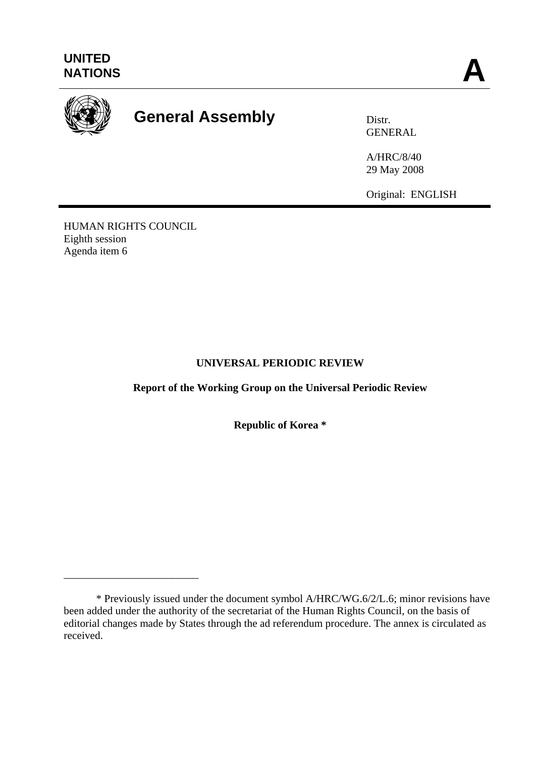UNITED NATIONS

**A**

# General Assembly

Distr.
GENERAL

A/HRC/8/40
29 May 2008

Original: ENGLISH

HUMAN RIGHTS COUNCIL
Eighth session
Agenda item 6

**UNIVERSAL PERIODIC REVIEW**

**Report of the Working Group on the Universal Periodic Review**

**Republic of Korea ***

---

* Previously issued under the document symbol A/HRC/WG.6/2/L.6; minor revisions have been added under the authority of the secretariat of the Human Rights Council, on the basis of editorial changes made by States through the ad referendum procedure. The annex is circulated as received.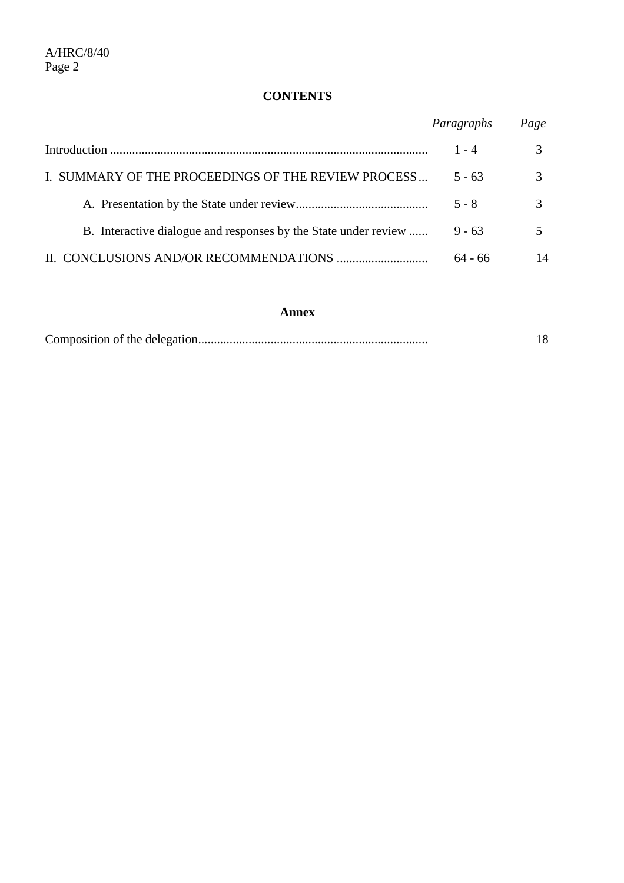# CONTENTS

| | *Paragraphs* | *Page* |
|---|---|---|
| Introduction | 1 - 4 | 3 |
| I. SUMMARY OF THE PROCEEDINGS OF THE REVIEW PROCESS | 5 - 63 | 3 |
| A. Presentation by the State under review | 5 - 8 | 3 |
| B. Interactive dialogue and responses by the State under review | 9 - 63 | 5 |
| II. CONCLUSIONS AND/OR RECOMMENDATIONS | 64 - 66 | 14 |

## Annex

| | | |
|---|---|---|
| Composition of the delegation | | 18 |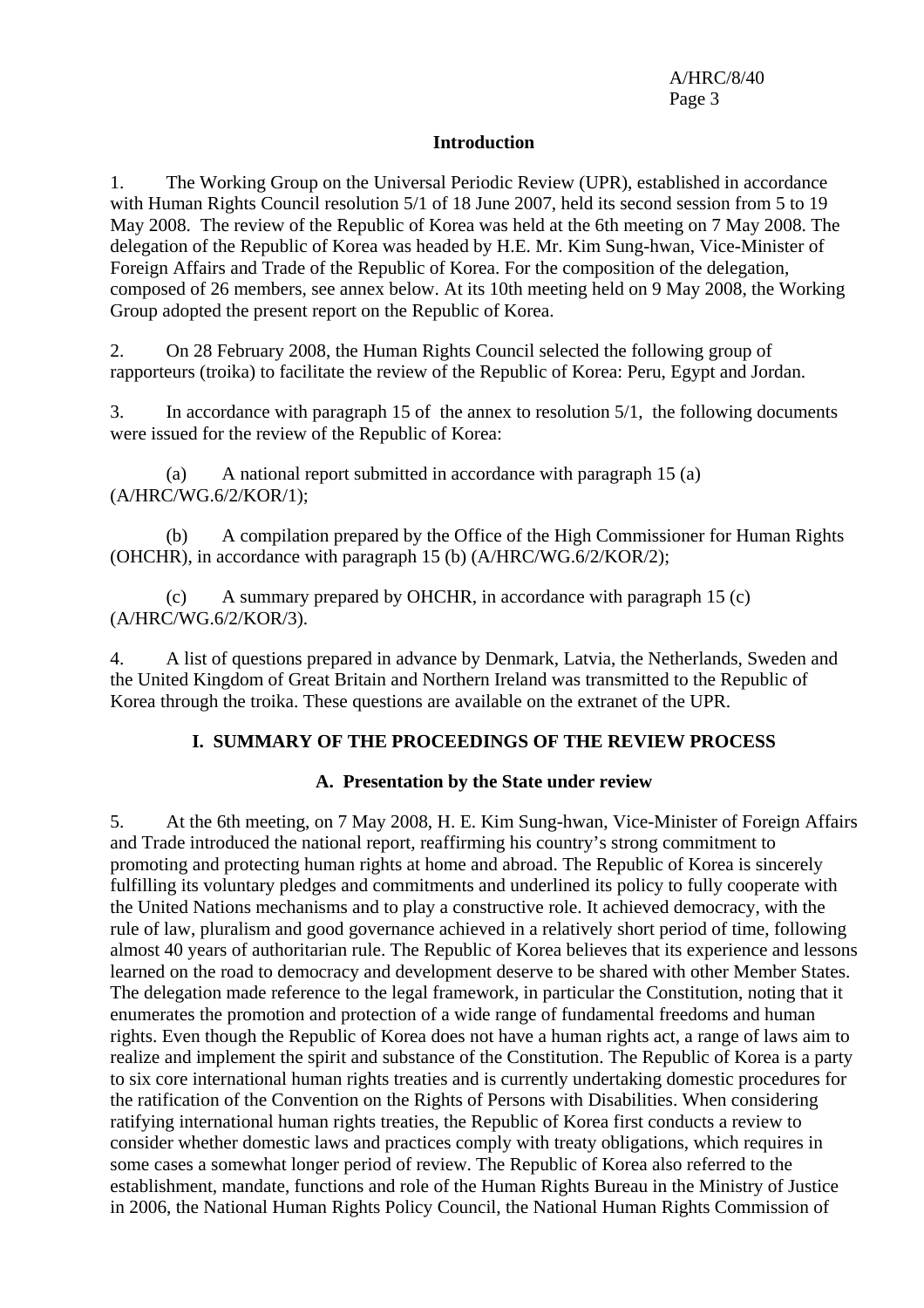## Introduction

1. The Working Group on the Universal Periodic Review (UPR), established in accordance with Human Rights Council resolution 5/1 of 18 June 2007, held its second session from 5 to 19 May 2008. The review of the Republic of Korea was held at the 6th meeting on 7 May 2008. The delegation of the Republic of Korea was headed by H.E. Mr. Kim Sung-hwan, Vice-Minister of Foreign Affairs and Trade of the Republic of Korea. For the composition of the delegation, composed of 26 members, see annex below. At its 10th meeting held on 9 May 2008, the Working Group adopted the present report on the Republic of Korea.

2. On 28 February 2008, the Human Rights Council selected the following group of rapporteurs (troika) to facilitate the review of the Republic of Korea: Peru, Egypt and Jordan.

3. In accordance with paragraph 15 of the annex to resolution 5/1, the following documents were issued for the review of the Republic of Korea:

(a) A national report submitted in accordance with paragraph 15 (a) (A/HRC/WG.6/2/KOR/1);

(b) A compilation prepared by the Office of the High Commissioner for Human Rights (OHCHR), in accordance with paragraph 15 (b) (A/HRC/WG.6/2/KOR/2);

(c) A summary prepared by OHCHR, in accordance with paragraph 15 (c) (A/HRC/WG.6/2/KOR/3).

4. A list of questions prepared in advance by Denmark, Latvia, the Netherlands, Sweden and the United Kingdom of Great Britain and Northern Ireland was transmitted to the Republic of Korea through the troika. These questions are available on the extranet of the UPR.

## I. SUMMARY OF THE PROCEEDINGS OF THE REVIEW PROCESS

### A. Presentation by the State under review

5. At the 6th meeting, on 7 May 2008, H. E. Kim Sung-hwan, Vice-Minister of Foreign Affairs and Trade introduced the national report, reaffirming his country's strong commitment to promoting and protecting human rights at home and abroad. The Republic of Korea is sincerely fulfilling its voluntary pledges and commitments and underlined its policy to fully cooperate with the United Nations mechanisms and to play a constructive role. It achieved democracy, with the rule of law, pluralism and good governance achieved in a relatively short period of time, following almost 40 years of authoritarian rule. The Republic of Korea believes that its experience and lessons learned on the road to democracy and development deserve to be shared with other Member States. The delegation made reference to the legal framework, in particular the Constitution, noting that it enumerates the promotion and protection of a wide range of fundamental freedoms and human rights. Even though the Republic of Korea does not have a human rights act, a range of laws aim to realize and implement the spirit and substance of the Constitution. The Republic of Korea is a party to six core international human rights treaties and is currently undertaking domestic procedures for the ratification of the Convention on the Rights of Persons with Disabilities. When considering ratifying international human rights treaties, the Republic of Korea first conducts a review to consider whether domestic laws and practices comply with treaty obligations, which requires in some cases a somewhat longer period of review. The Republic of Korea also referred to the establishment, mandate, functions and role of the Human Rights Bureau in the Ministry of Justice in 2006, the National Human Rights Policy Council, the National Human Rights Commission of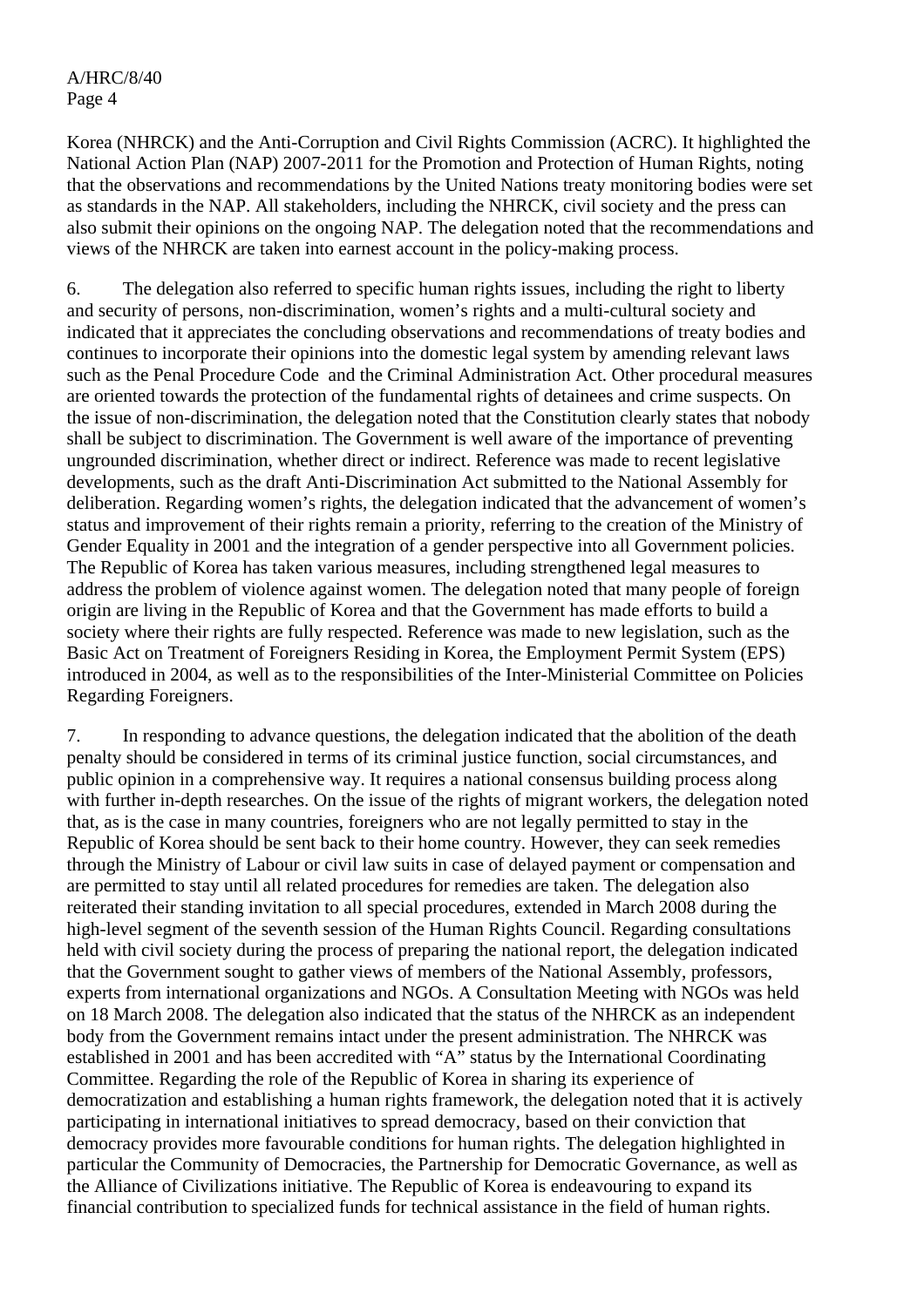Korea (NHRCK) and the Anti-Corruption and Civil Rights Commission (ACRC). It highlighted the National Action Plan (NAP) 2007-2011 for the Promotion and Protection of Human Rights, noting that the observations and recommendations by the United Nations treaty monitoring bodies were set as standards in the NAP. All stakeholders, including the NHRCK, civil society and the press can also submit their opinions on the ongoing NAP. The delegation noted that the recommendations and views of the NHRCK are taken into earnest account in the policy-making process.

6. The delegation also referred to specific human rights issues, including the right to liberty and security of persons, non-discrimination, women's rights and a multi-cultural society and indicated that it appreciates the concluding observations and recommendations of treaty bodies and continues to incorporate their opinions into the domestic legal system by amending relevant laws such as the Penal Procedure Code and the Criminal Administration Act. Other procedural measures are oriented towards the protection of the fundamental rights of detainees and crime suspects. On the issue of non-discrimination, the delegation noted that the Constitution clearly states that nobody shall be subject to discrimination. The Government is well aware of the importance of preventing ungrounded discrimination, whether direct or indirect. Reference was made to recent legislative developments, such as the draft Anti-Discrimination Act submitted to the National Assembly for deliberation. Regarding women's rights, the delegation indicated that the advancement of women's status and improvement of their rights remain a priority, referring to the creation of the Ministry of Gender Equality in 2001 and the integration of a gender perspective into all Government policies. The Republic of Korea has taken various measures, including strengthened legal measures to address the problem of violence against women. The delegation noted that many people of foreign origin are living in the Republic of Korea and that the Government has made efforts to build a society where their rights are fully respected. Reference was made to new legislation, such as the Basic Act on Treatment of Foreigners Residing in Korea, the Employment Permit System (EPS) introduced in 2004, as well as to the responsibilities of the Inter-Ministerial Committee on Policies Regarding Foreigners.

7. In responding to advance questions, the delegation indicated that the abolition of the death penalty should be considered in terms of its criminal justice function, social circumstances, and public opinion in a comprehensive way. It requires a national consensus building process along with further in-depth researches. On the issue of the rights of migrant workers, the delegation noted that, as is the case in many countries, foreigners who are not legally permitted to stay in the Republic of Korea should be sent back to their home country. However, they can seek remedies through the Ministry of Labour or civil law suits in case of delayed payment or compensation and are permitted to stay until all related procedures for remedies are taken. The delegation also reiterated their standing invitation to all special procedures, extended in March 2008 during the high-level segment of the seventh session of the Human Rights Council. Regarding consultations held with civil society during the process of preparing the national report, the delegation indicated that the Government sought to gather views of members of the National Assembly, professors, experts from international organizations and NGOs. A Consultation Meeting with NGOs was held on 18 March 2008. The delegation also indicated that the status of the NHRCK as an independent body from the Government remains intact under the present administration. The NHRCK was established in 2001 and has been accredited with "A" status by the International Coordinating Committee. Regarding the role of the Republic of Korea in sharing its experience of democratization and establishing a human rights framework, the delegation noted that it is actively participating in international initiatives to spread democracy, based on their conviction that democracy provides more favourable conditions for human rights. The delegation highlighted in particular the Community of Democracies, the Partnership for Democratic Governance, as well as the Alliance of Civilizations initiative. The Republic of Korea is endeavouring to expand its financial contribution to specialized funds for technical assistance in the field of human rights.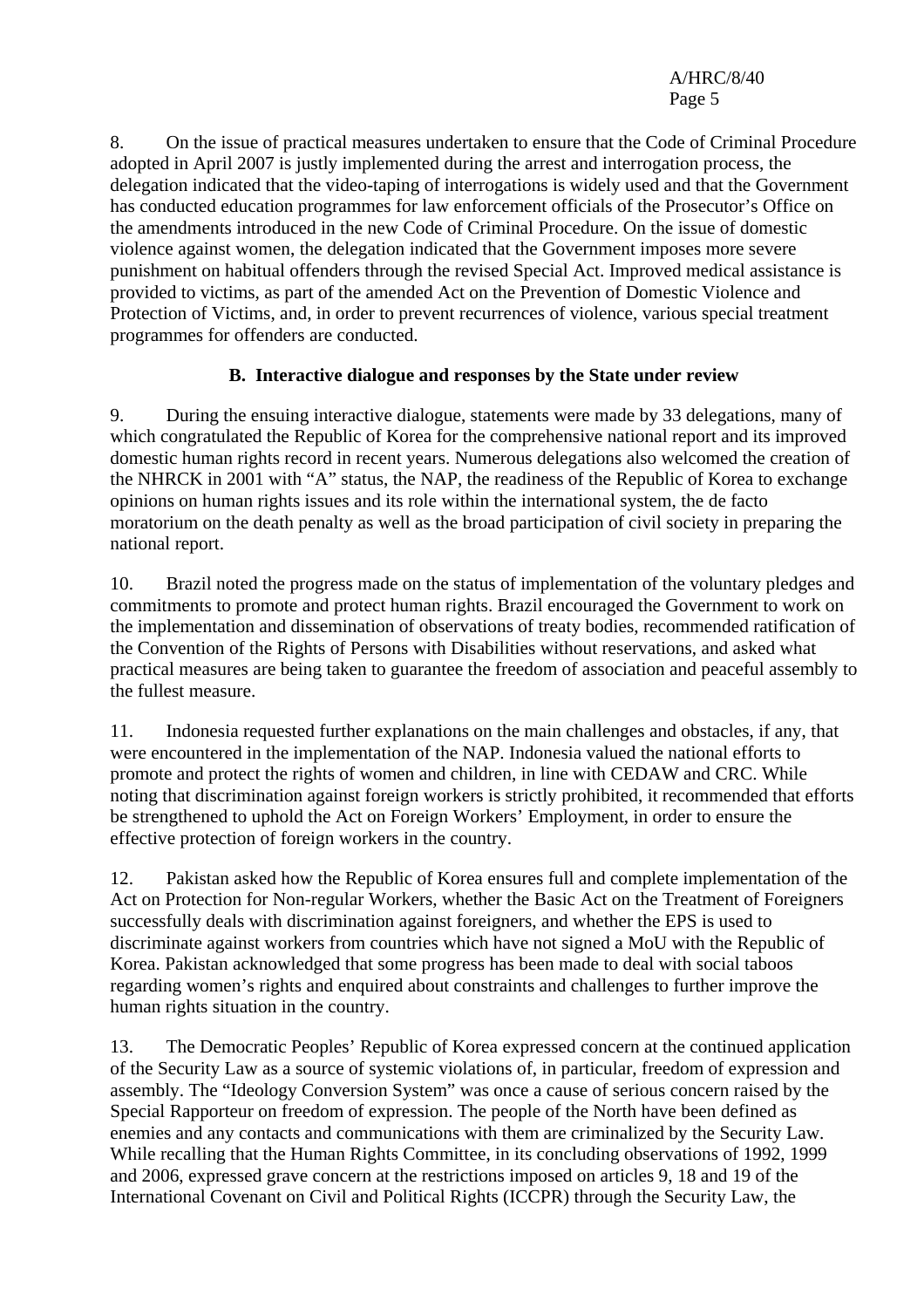8. On the issue of practical measures undertaken to ensure that the Code of Criminal Procedure adopted in April 2007 is justly implemented during the arrest and interrogation process, the delegation indicated that the video-taping of interrogations is widely used and that the Government has conducted education programmes for law enforcement officials of the Prosecutor's Office on the amendments introduced in the new Code of Criminal Procedure. On the issue of domestic violence against women, the delegation indicated that the Government imposes more severe punishment on habitual offenders through the revised Special Act. Improved medical assistance is provided to victims, as part of the amended Act on the Prevention of Domestic Violence and Protection of Victims, and, in order to prevent recurrences of violence, various special treatment programmes for offenders are conducted.

### B. Interactive dialogue and responses by the State under review

9. During the ensuing interactive dialogue, statements were made by 33 delegations, many of which congratulated the Republic of Korea for the comprehensive national report and its improved domestic human rights record in recent years. Numerous delegations also welcomed the creation of the NHRCK in 2001 with "A" status, the NAP, the readiness of the Republic of Korea to exchange opinions on human rights issues and its role within the international system, the de facto moratorium on the death penalty as well as the broad participation of civil society in preparing the national report.

10. Brazil noted the progress made on the status of implementation of the voluntary pledges and commitments to promote and protect human rights. Brazil encouraged the Government to work on the implementation and dissemination of observations of treaty bodies, recommended ratification of the Convention of the Rights of Persons with Disabilities without reservations, and asked what practical measures are being taken to guarantee the freedom of association and peaceful assembly to the fullest measure.

11. Indonesia requested further explanations on the main challenges and obstacles, if any, that were encountered in the implementation of the NAP. Indonesia valued the national efforts to promote and protect the rights of women and children, in line with CEDAW and CRC. While noting that discrimination against foreign workers is strictly prohibited, it recommended that efforts be strengthened to uphold the Act on Foreign Workers' Employment, in order to ensure the effective protection of foreign workers in the country.

12. Pakistan asked how the Republic of Korea ensures full and complete implementation of the Act on Protection for Non-regular Workers, whether the Basic Act on the Treatment of Foreigners successfully deals with discrimination against foreigners, and whether the EPS is used to discriminate against workers from countries which have not signed a MoU with the Republic of Korea. Pakistan acknowledged that some progress has been made to deal with social taboos regarding women's rights and enquired about constraints and challenges to further improve the human rights situation in the country.

13. The Democratic Peoples' Republic of Korea expressed concern at the continued application of the Security Law as a source of systemic violations of, in particular, freedom of expression and assembly. The "Ideology Conversion System" was once a cause of serious concern raised by the Special Rapporteur on freedom of expression. The people of the North have been defined as enemies and any contacts and communications with them are criminalized by the Security Law. While recalling that the Human Rights Committee, in its concluding observations of 1992, 1999 and 2006, expressed grave concern at the restrictions imposed on articles 9, 18 and 19 of the International Covenant on Civil and Political Rights (ICCPR) through the Security Law, the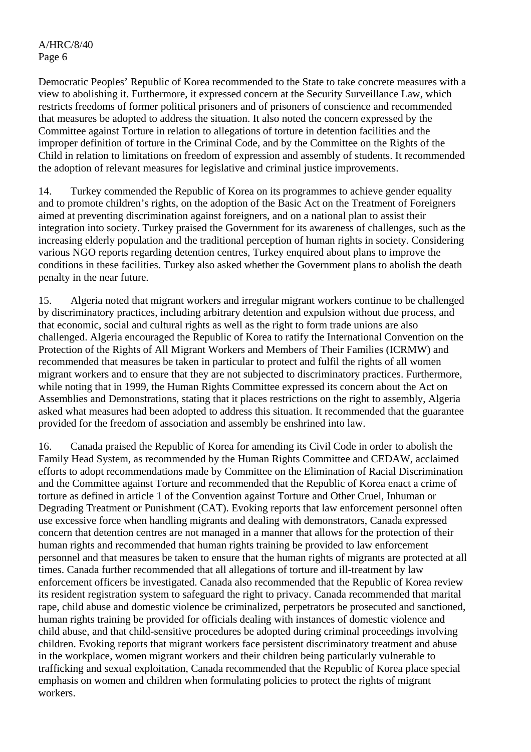Democratic Peoples' Republic of Korea recommended to the State to take concrete measures with a view to abolishing it. Furthermore, it expressed concern at the Security Surveillance Law, which restricts freedoms of former political prisoners and of prisoners of conscience and recommended that measures be adopted to address the situation. It also noted the concern expressed by the Committee against Torture in relation to allegations of torture in detention facilities and the improper definition of torture in the Criminal Code, and by the Committee on the Rights of the Child in relation to limitations on freedom of expression and assembly of students. It recommended the adoption of relevant measures for legislative and criminal justice improvements.

14. Turkey commended the Republic of Korea on its programmes to achieve gender equality and to promote children's rights, on the adoption of the Basic Act on the Treatment of Foreigners aimed at preventing discrimination against foreigners, and on a national plan to assist their integration into society. Turkey praised the Government for its awareness of challenges, such as the increasing elderly population and the traditional perception of human rights in society. Considering various NGO reports regarding detention centres, Turkey enquired about plans to improve the conditions in these facilities. Turkey also asked whether the Government plans to abolish the death penalty in the near future.

15. Algeria noted that migrant workers and irregular migrant workers continue to be challenged by discriminatory practices, including arbitrary detention and expulsion without due process, and that economic, social and cultural rights as well as the right to form trade unions are also challenged. Algeria encouraged the Republic of Korea to ratify the International Convention on the Protection of the Rights of All Migrant Workers and Members of Their Families (ICRMW) and recommended that measures be taken in particular to protect and fulfil the rights of all women migrant workers and to ensure that they are not subjected to discriminatory practices. Furthermore, while noting that in 1999, the Human Rights Committee expressed its concern about the Act on Assemblies and Demonstrations, stating that it places restrictions on the right to assembly, Algeria asked what measures had been adopted to address this situation. It recommended that the guarantee provided for the freedom of association and assembly be enshrined into law.

16. Canada praised the Republic of Korea for amending its Civil Code in order to abolish the Family Head System, as recommended by the Human Rights Committee and CEDAW, acclaimed efforts to adopt recommendations made by Committee on the Elimination of Racial Discrimination and the Committee against Torture and recommended that the Republic of Korea enact a crime of torture as defined in article 1 of the Convention against Torture and Other Cruel, Inhuman or Degrading Treatment or Punishment (CAT). Evoking reports that law enforcement personnel often use excessive force when handling migrants and dealing with demonstrators, Canada expressed concern that detention centres are not managed in a manner that allows for the protection of their human rights and recommended that human rights training be provided to law enforcement personnel and that measures be taken to ensure that the human rights of migrants are protected at all times. Canada further recommended that all allegations of torture and ill-treatment by law enforcement officers be investigated. Canada also recommended that the Republic of Korea review its resident registration system to safeguard the right to privacy. Canada recommended that marital rape, child abuse and domestic violence be criminalized, perpetrators be prosecuted and sanctioned, human rights training be provided for officials dealing with instances of domestic violence and child abuse, and that child-sensitive procedures be adopted during criminal proceedings involving children. Evoking reports that migrant workers face persistent discriminatory treatment and abuse in the workplace, women migrant workers and their children being particularly vulnerable to trafficking and sexual exploitation, Canada recommended that the Republic of Korea place special emphasis on women and children when formulating policies to protect the rights of migrant workers.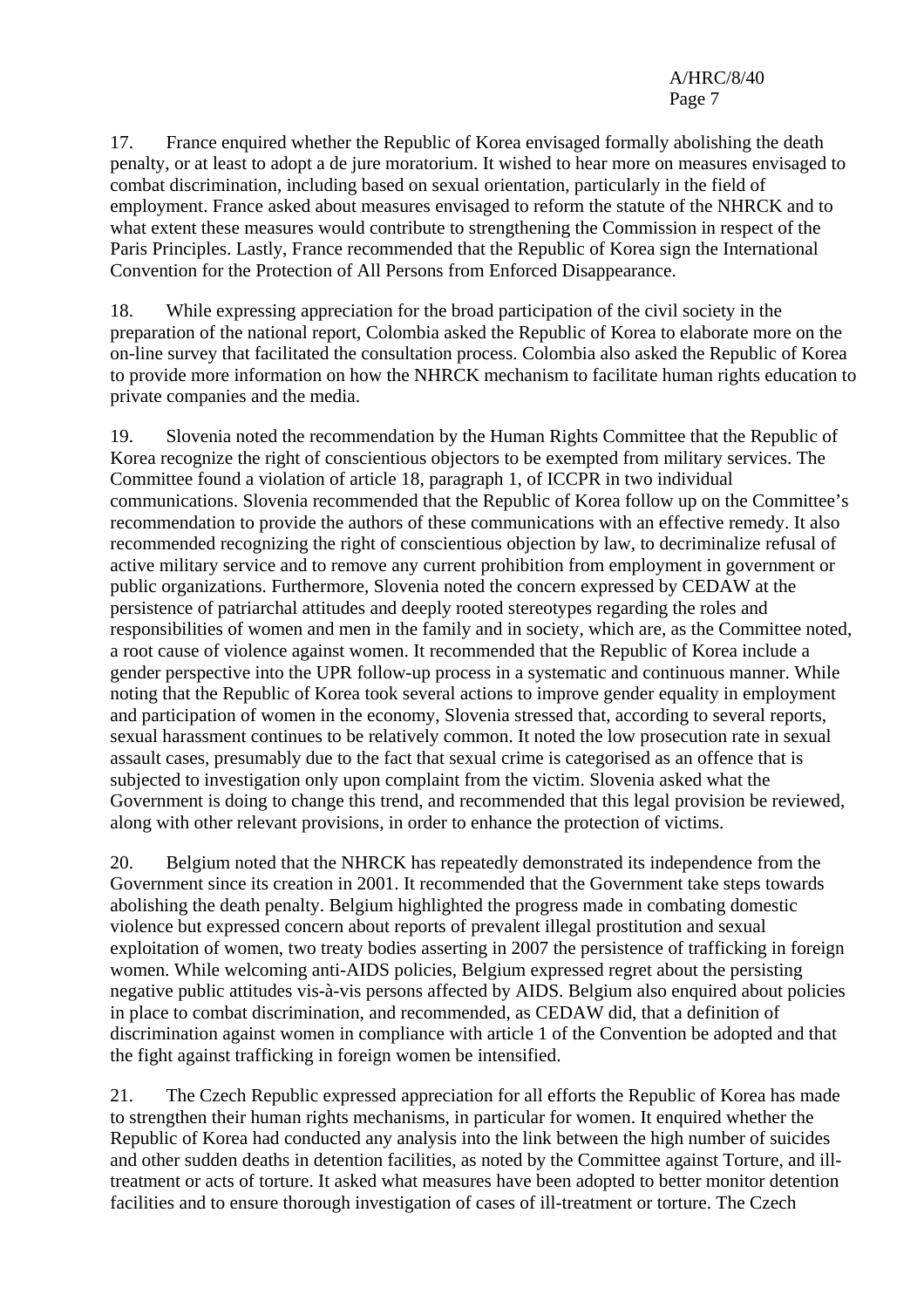17. France enquired whether the Republic of Korea envisaged formally abolishing the death penalty, or at least to adopt a de jure moratorium. It wished to hear more on measures envisaged to combat discrimination, including based on sexual orientation, particularly in the field of employment. France asked about measures envisaged to reform the statute of the NHRCK and to what extent these measures would contribute to strengthening the Commission in respect of the Paris Principles. Lastly, France recommended that the Republic of Korea sign the International Convention for the Protection of All Persons from Enforced Disappearance.

18. While expressing appreciation for the broad participation of the civil society in the preparation of the national report, Colombia asked the Republic of Korea to elaborate more on the on-line survey that facilitated the consultation process. Colombia also asked the Republic of Korea to provide more information on how the NHRCK mechanism to facilitate human rights education to private companies and the media.

19. Slovenia noted the recommendation by the Human Rights Committee that the Republic of Korea recognize the right of conscientious objectors to be exempted from military services. The Committee found a violation of article 18, paragraph 1, of ICCPR in two individual communications. Slovenia recommended that the Republic of Korea follow up on the Committee's recommendation to provide the authors of these communications with an effective remedy. It also recommended recognizing the right of conscientious objection by law, to decriminalize refusal of active military service and to remove any current prohibition from employment in government or public organizations. Furthermore, Slovenia noted the concern expressed by CEDAW at the persistence of patriarchal attitudes and deeply rooted stereotypes regarding the roles and responsibilities of women and men in the family and in society, which are, as the Committee noted, a root cause of violence against women. It recommended that the Republic of Korea include a gender perspective into the UPR follow-up process in a systematic and continuous manner. While noting that the Republic of Korea took several actions to improve gender equality in employment and participation of women in the economy, Slovenia stressed that, according to several reports, sexual harassment continues to be relatively common. It noted the low prosecution rate in sexual assault cases, presumably due to the fact that sexual crime is categorised as an offence that is subjected to investigation only upon complaint from the victim. Slovenia asked what the Government is doing to change this trend, and recommended that this legal provision be reviewed, along with other relevant provisions, in order to enhance the protection of victims.

20. Belgium noted that the NHRCK has repeatedly demonstrated its independence from the Government since its creation in 2001. It recommended that the Government take steps towards abolishing the death penalty. Belgium highlighted the progress made in combating domestic violence but expressed concern about reports of prevalent illegal prostitution and sexual exploitation of women, two treaty bodies asserting in 2007 the persistence of trafficking in foreign women. While welcoming anti-AIDS policies, Belgium expressed regret about the persisting negative public attitudes vis-à-vis persons affected by AIDS. Belgium also enquired about policies in place to combat discrimination, and recommended, as CEDAW did, that a definition of discrimination against women in compliance with article 1 of the Convention be adopted and that the fight against trafficking in foreign women be intensified.

21. The Czech Republic expressed appreciation for all efforts the Republic of Korea has made to strengthen their human rights mechanisms, in particular for women. It enquired whether the Republic of Korea had conducted any analysis into the link between the high number of suicides and other sudden deaths in detention facilities, as noted by the Committee against Torture, and ill-treatment or acts of torture. It asked what measures have been adopted to better monitor detention facilities and to ensure thorough investigation of cases of ill-treatment or torture. The Czech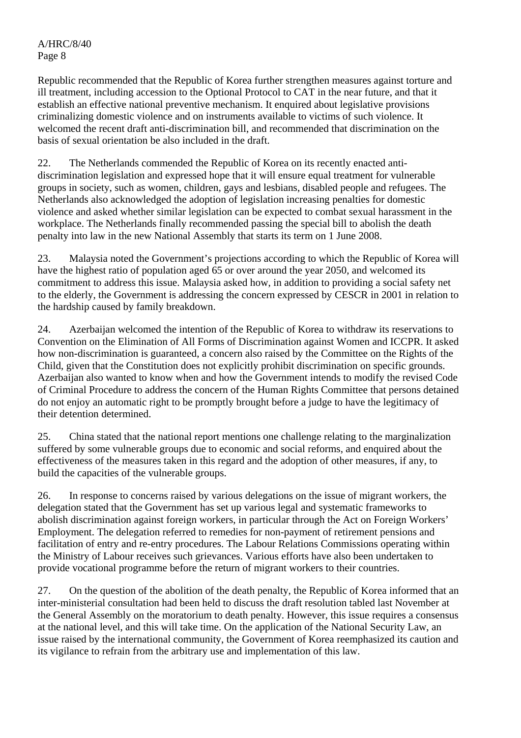Republic recommended that the Republic of Korea further strengthen measures against torture and ill treatment, including accession to the Optional Protocol to CAT in the near future, and that it establish an effective national preventive mechanism. It enquired about legislative provisions criminalizing domestic violence and on instruments available to victims of such violence. It welcomed the recent draft anti-discrimination bill, and recommended that discrimination on the basis of sexual orientation be also included in the draft.

22. The Netherlands commended the Republic of Korea on its recently enacted anti-discrimination legislation and expressed hope that it will ensure equal treatment for vulnerable groups in society, such as women, children, gays and lesbians, disabled people and refugees. The Netherlands also acknowledged the adoption of legislation increasing penalties for domestic violence and asked whether similar legislation can be expected to combat sexual harassment in the workplace. The Netherlands finally recommended passing the special bill to abolish the death penalty into law in the new National Assembly that starts its term on 1 June 2008.

23. Malaysia noted the Government's projections according to which the Republic of Korea will have the highest ratio of population aged 65 or over around the year 2050, and welcomed its commitment to address this issue. Malaysia asked how, in addition to providing a social safety net to the elderly, the Government is addressing the concern expressed by CESCR in 2001 in relation to the hardship caused by family breakdown.

24. Azerbaijan welcomed the intention of the Republic of Korea to withdraw its reservations to Convention on the Elimination of All Forms of Discrimination against Women and ICCPR. It asked how non-discrimination is guaranteed, a concern also raised by the Committee on the Rights of the Child, given that the Constitution does not explicitly prohibit discrimination on specific grounds. Azerbaijan also wanted to know when and how the Government intends to modify the revised Code of Criminal Procedure to address the concern of the Human Rights Committee that persons detained do not enjoy an automatic right to be promptly brought before a judge to have the legitimacy of their detention determined.

25. China stated that the national report mentions one challenge relating to the marginalization suffered by some vulnerable groups due to economic and social reforms, and enquired about the effectiveness of the measures taken in this regard and the adoption of other measures, if any, to build the capacities of the vulnerable groups.

26. In response to concerns raised by various delegations on the issue of migrant workers, the delegation stated that the Government has set up various legal and systematic frameworks to abolish discrimination against foreign workers, in particular through the Act on Foreign Workers' Employment. The delegation referred to remedies for non-payment of retirement pensions and facilitation of entry and re-entry procedures. The Labour Relations Commissions operating within the Ministry of Labour receives such grievances. Various efforts have also been undertaken to provide vocational programme before the return of migrant workers to their countries.

27. On the question of the abolition of the death penalty, the Republic of Korea informed that an inter-ministerial consultation had been held to discuss the draft resolution tabled last November at the General Assembly on the moratorium to death penalty. However, this issue requires a consensus at the national level, and this will take time. On the application of the National Security Law, an issue raised by the international community, the Government of Korea reemphasized its caution and its vigilance to refrain from the arbitrary use and implementation of this law.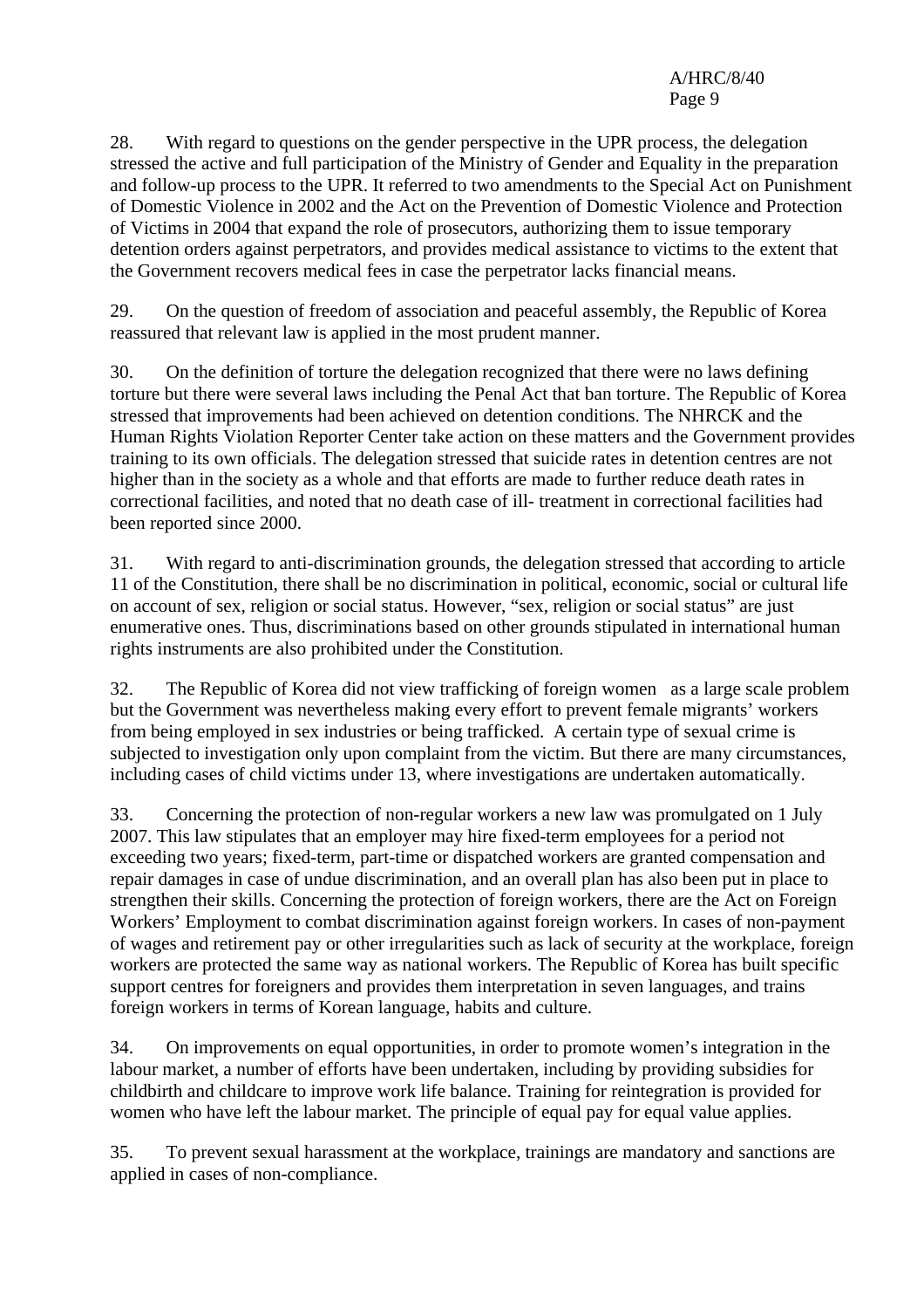28. With regard to questions on the gender perspective in the UPR process, the delegation stressed the active and full participation of the Ministry of Gender and Equality in the preparation and follow-up process to the UPR. It referred to two amendments to the Special Act on Punishment of Domestic Violence in 2002 and the Act on the Prevention of Domestic Violence and Protection of Victims in 2004 that expand the role of prosecutors, authorizing them to issue temporary detention orders against perpetrators, and provides medical assistance to victims to the extent that the Government recovers medical fees in case the perpetrator lacks financial means.

29. On the question of freedom of association and peaceful assembly, the Republic of Korea reassured that relevant law is applied in the most prudent manner.

30. On the definition of torture the delegation recognized that there were no laws defining torture but there were several laws including the Penal Act that ban torture. The Republic of Korea stressed that improvements had been achieved on detention conditions. The NHRCK and the Human Rights Violation Reporter Center take action on these matters and the Government provides training to its own officials. The delegation stressed that suicide rates in detention centres are not higher than in the society as a whole and that efforts are made to further reduce death rates in correctional facilities, and noted that no death case of ill- treatment in correctional facilities had been reported since 2000.

31. With regard to anti-discrimination grounds, the delegation stressed that according to article 11 of the Constitution, there shall be no discrimination in political, economic, social or cultural life on account of sex, religion or social status. However, "sex, religion or social status" are just enumerative ones. Thus, discriminations based on other grounds stipulated in international human rights instruments are also prohibited under the Constitution.

32. The Republic of Korea did not view trafficking of foreign women as a large scale problem but the Government was nevertheless making every effort to prevent female migrants' workers from being employed in sex industries or being trafficked. A certain type of sexual crime is subjected to investigation only upon complaint from the victim. But there are many circumstances, including cases of child victims under 13, where investigations are undertaken automatically.

33. Concerning the protection of non-regular workers a new law was promulgated on 1 July 2007. This law stipulates that an employer may hire fixed-term employees for a period not exceeding two years; fixed-term, part-time or dispatched workers are granted compensation and repair damages in case of undue discrimination, and an overall plan has also been put in place to strengthen their skills. Concerning the protection of foreign workers, there are the Act on Foreign Workers' Employment to combat discrimination against foreign workers. In cases of non-payment of wages and retirement pay or other irregularities such as lack of security at the workplace, foreign workers are protected the same way as national workers. The Republic of Korea has built specific support centres for foreigners and provides them interpretation in seven languages, and trains foreign workers in terms of Korean language, habits and culture.

34. On improvements on equal opportunities, in order to promote women's integration in the labour market, a number of efforts have been undertaken, including by providing subsidies for childbirth and childcare to improve work life balance. Training for reintegration is provided for women who have left the labour market. The principle of equal pay for equal value applies.

35. To prevent sexual harassment at the workplace, trainings are mandatory and sanctions are applied in cases of non-compliance.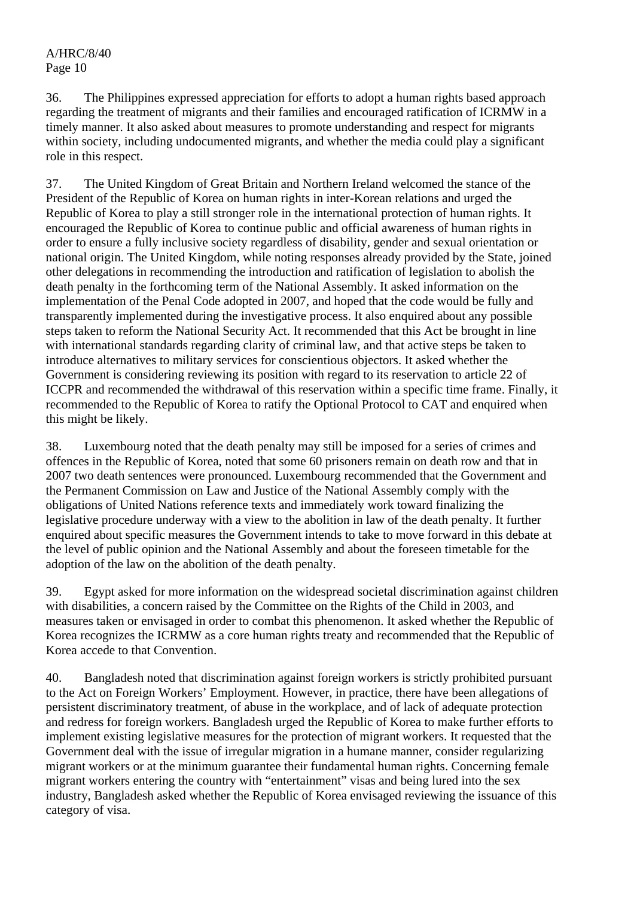36. The Philippines expressed appreciation for efforts to adopt a human rights based approach regarding the treatment of migrants and their families and encouraged ratification of ICRMW in a timely manner. It also asked about measures to promote understanding and respect for migrants within society, including undocumented migrants, and whether the media could play a significant role in this respect.

37. The United Kingdom of Great Britain and Northern Ireland welcomed the stance of the President of the Republic of Korea on human rights in inter-Korean relations and urged the Republic of Korea to play a still stronger role in the international protection of human rights. It encouraged the Republic of Korea to continue public and official awareness of human rights in order to ensure a fully inclusive society regardless of disability, gender and sexual orientation or national origin. The United Kingdom, while noting responses already provided by the State, joined other delegations in recommending the introduction and ratification of legislation to abolish the death penalty in the forthcoming term of the National Assembly. It asked information on the implementation of the Penal Code adopted in 2007, and hoped that the code would be fully and transparently implemented during the investigative process. It also enquired about any possible steps taken to reform the National Security Act. It recommended that this Act be brought in line with international standards regarding clarity of criminal law, and that active steps be taken to introduce alternatives to military services for conscientious objectors. It asked whether the Government is considering reviewing its position with regard to its reservation to article 22 of ICCPR and recommended the withdrawal of this reservation within a specific time frame. Finally, it recommended to the Republic of Korea to ratify the Optional Protocol to CAT and enquired when this might be likely.

38. Luxembourg noted that the death penalty may still be imposed for a series of crimes and offences in the Republic of Korea, noted that some 60 prisoners remain on death row and that in 2007 two death sentences were pronounced. Luxembourg recommended that the Government and the Permanent Commission on Law and Justice of the National Assembly comply with the obligations of United Nations reference texts and immediately work toward finalizing the legislative procedure underway with a view to the abolition in law of the death penalty. It further enquired about specific measures the Government intends to take to move forward in this debate at the level of public opinion and the National Assembly and about the foreseen timetable for the adoption of the law on the abolition of the death penalty.

39. Egypt asked for more information on the widespread societal discrimination against children with disabilities, a concern raised by the Committee on the Rights of the Child in 2003, and measures taken or envisaged in order to combat this phenomenon. It asked whether the Republic of Korea recognizes the ICRMW as a core human rights treaty and recommended that the Republic of Korea accede to that Convention.

40. Bangladesh noted that discrimination against foreign workers is strictly prohibited pursuant to the Act on Foreign Workers' Employment. However, in practice, there have been allegations of persistent discriminatory treatment, of abuse in the workplace, and of lack of adequate protection and redress for foreign workers. Bangladesh urged the Republic of Korea to make further efforts to implement existing legislative measures for the protection of migrant workers. It requested that the Government deal with the issue of irregular migration in a humane manner, consider regularizing migrant workers or at the minimum guarantee their fundamental human rights. Concerning female migrant workers entering the country with "entertainment" visas and being lured into the sex industry, Bangladesh asked whether the Republic of Korea envisaged reviewing the issuance of this category of visa.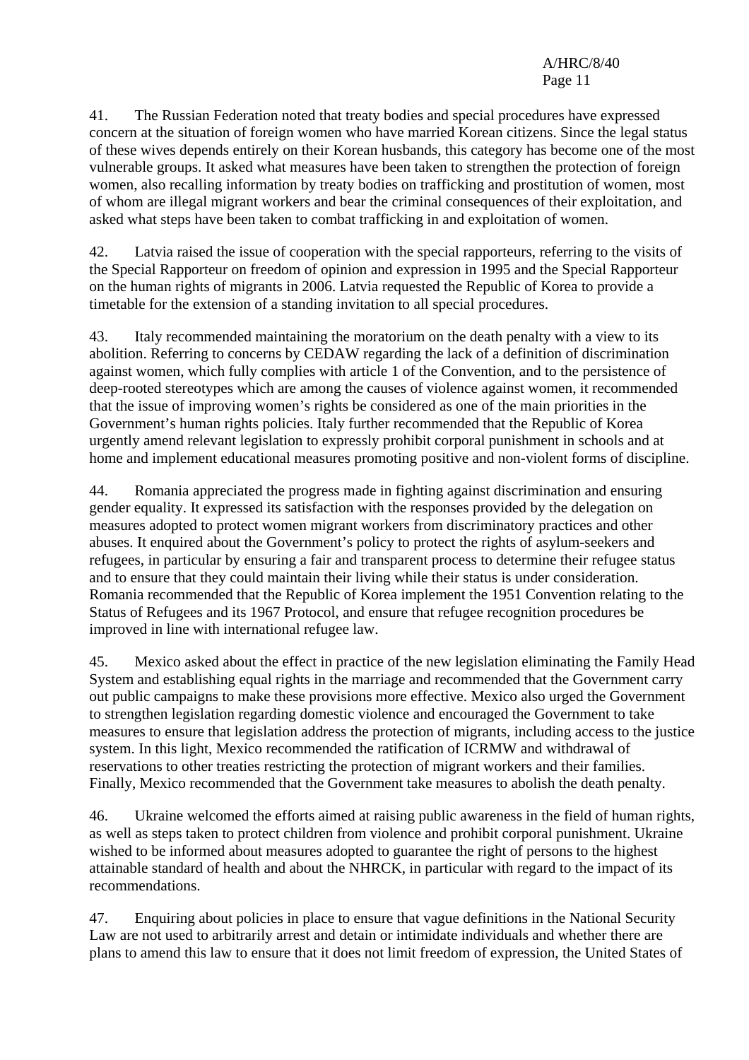41. The Russian Federation noted that treaty bodies and special procedures have expressed concern at the situation of foreign women who have married Korean citizens. Since the legal status of these wives depends entirely on their Korean husbands, this category has become one of the most vulnerable groups. It asked what measures have been taken to strengthen the protection of foreign women, also recalling information by treaty bodies on trafficking and prostitution of women, most of whom are illegal migrant workers and bear the criminal consequences of their exploitation, and asked what steps have been taken to combat trafficking in and exploitation of women.

42. Latvia raised the issue of cooperation with the special rapporteurs, referring to the visits of the Special Rapporteur on freedom of opinion and expression in 1995 and the Special Rapporteur on the human rights of migrants in 2006. Latvia requested the Republic of Korea to provide a timetable for the extension of a standing invitation to all special procedures.

43. Italy recommended maintaining the moratorium on the death penalty with a view to its abolition. Referring to concerns by CEDAW regarding the lack of a definition of discrimination against women, which fully complies with article 1 of the Convention, and to the persistence of deep-rooted stereotypes which are among the causes of violence against women, it recommended that the issue of improving women's rights be considered as one of the main priorities in the Government's human rights policies. Italy further recommended that the Republic of Korea urgently amend relevant legislation to expressly prohibit corporal punishment in schools and at home and implement educational measures promoting positive and non-violent forms of discipline.

44. Romania appreciated the progress made in fighting against discrimination and ensuring gender equality. It expressed its satisfaction with the responses provided by the delegation on measures adopted to protect women migrant workers from discriminatory practices and other abuses. It enquired about the Government's policy to protect the rights of asylum-seekers and refugees, in particular by ensuring a fair and transparent process to determine their refugee status and to ensure that they could maintain their living while their status is under consideration. Romania recommended that the Republic of Korea implement the 1951 Convention relating to the Status of Refugees and its 1967 Protocol, and ensure that refugee recognition procedures be improved in line with international refugee law.

45. Mexico asked about the effect in practice of the new legislation eliminating the Family Head System and establishing equal rights in the marriage and recommended that the Government carry out public campaigns to make these provisions more effective. Mexico also urged the Government to strengthen legislation regarding domestic violence and encouraged the Government to take measures to ensure that legislation address the protection of migrants, including access to the justice system. In this light, Mexico recommended the ratification of ICRMW and withdrawal of reservations to other treaties restricting the protection of migrant workers and their families. Finally, Mexico recommended that the Government take measures to abolish the death penalty.

46. Ukraine welcomed the efforts aimed at raising public awareness in the field of human rights, as well as steps taken to protect children from violence and prohibit corporal punishment. Ukraine wished to be informed about measures adopted to guarantee the right of persons to the highest attainable standard of health and about the NHRCK, in particular with regard to the impact of its recommendations.

47. Enquiring about policies in place to ensure that vague definitions in the National Security Law are not used to arbitrarily arrest and detain or intimidate individuals and whether there are plans to amend this law to ensure that it does not limit freedom of expression, the United States of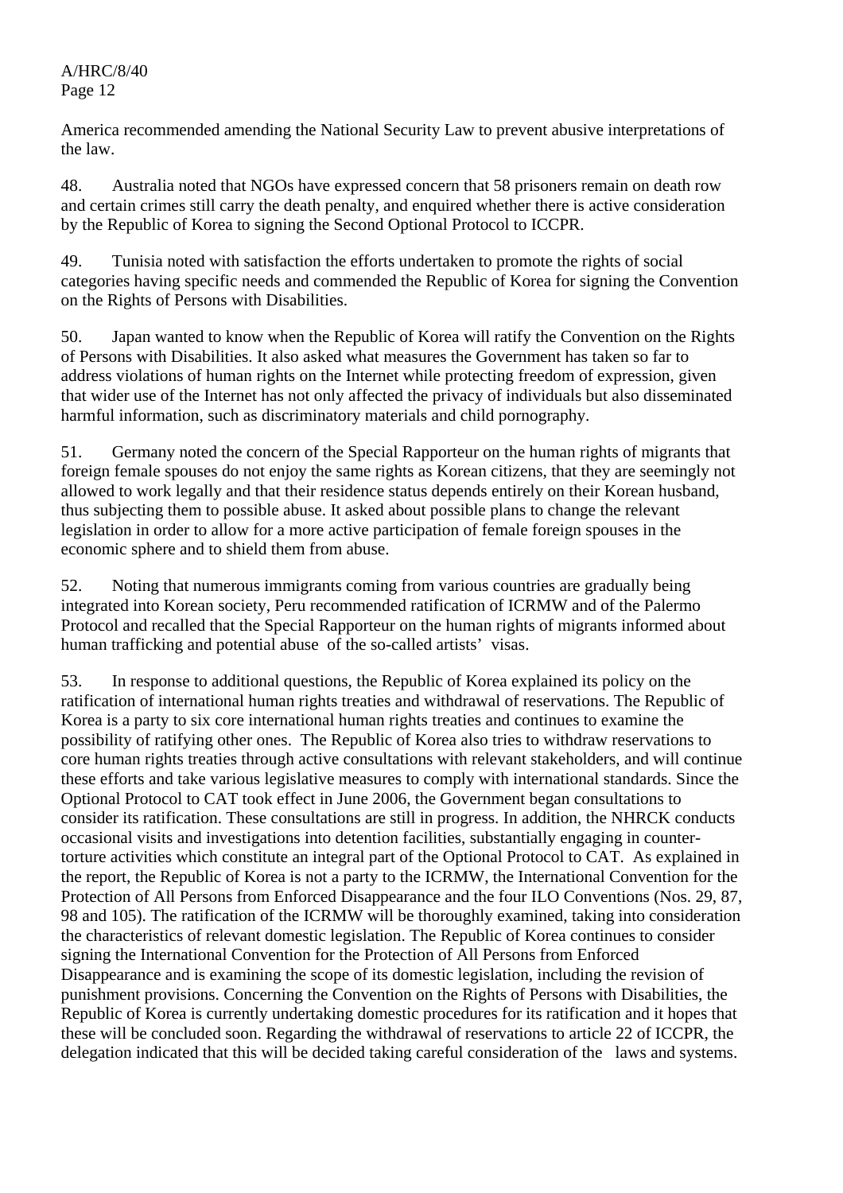America recommended amending the National Security Law to prevent abusive interpretations of the law.

48. Australia noted that NGOs have expressed concern that 58 prisoners remain on death row and certain crimes still carry the death penalty, and enquired whether there is active consideration by the Republic of Korea to signing the Second Optional Protocol to ICCPR.

49. Tunisia noted with satisfaction the efforts undertaken to promote the rights of social categories having specific needs and commended the Republic of Korea for signing the Convention on the Rights of Persons with Disabilities.

50. Japan wanted to know when the Republic of Korea will ratify the Convention on the Rights of Persons with Disabilities. It also asked what measures the Government has taken so far to address violations of human rights on the Internet while protecting freedom of expression, given that wider use of the Internet has not only affected the privacy of individuals but also disseminated harmful information, such as discriminatory materials and child pornography.

51. Germany noted the concern of the Special Rapporteur on the human rights of migrants that foreign female spouses do not enjoy the same rights as Korean citizens, that they are seemingly not allowed to work legally and that their residence status depends entirely on their Korean husband, thus subjecting them to possible abuse. It asked about possible plans to change the relevant legislation in order to allow for a more active participation of female foreign spouses in the economic sphere and to shield them from abuse.

52. Noting that numerous immigrants coming from various countries are gradually being integrated into Korean society, Peru recommended ratification of ICRMW and of the Palermo Protocol and recalled that the Special Rapporteur on the human rights of migrants informed about human trafficking and potential abuse of the so-called artists' visas.

53. In response to additional questions, the Republic of Korea explained its policy on the ratification of international human rights treaties and withdrawal of reservations. The Republic of Korea is a party to six core international human rights treaties and continues to examine the possibility of ratifying other ones. The Republic of Korea also tries to withdraw reservations to core human rights treaties through active consultations with relevant stakeholders, and will continue these efforts and take various legislative measures to comply with international standards. Since the Optional Protocol to CAT took effect in June 2006, the Government began consultations to consider its ratification. These consultations are still in progress. In addition, the NHRCK conducts occasional visits and investigations into detention facilities, substantially engaging in counter-torture activities which constitute an integral part of the Optional Protocol to CAT. As explained in the report, the Republic of Korea is not a party to the ICRMW, the International Convention for the Protection of All Persons from Enforced Disappearance and the four ILO Conventions (Nos. 29, 87, 98 and 105). The ratification of the ICRMW will be thoroughly examined, taking into consideration the characteristics of relevant domestic legislation. The Republic of Korea continues to consider signing the International Convention for the Protection of All Persons from Enforced Disappearance and is examining the scope of its domestic legislation, including the revision of punishment provisions. Concerning the Convention on the Rights of Persons with Disabilities, the Republic of Korea is currently undertaking domestic procedures for its ratification and it hopes that these will be concluded soon. Regarding the withdrawal of reservations to article 22 of ICCPR, the delegation indicated that this will be decided taking careful consideration of the laws and systems.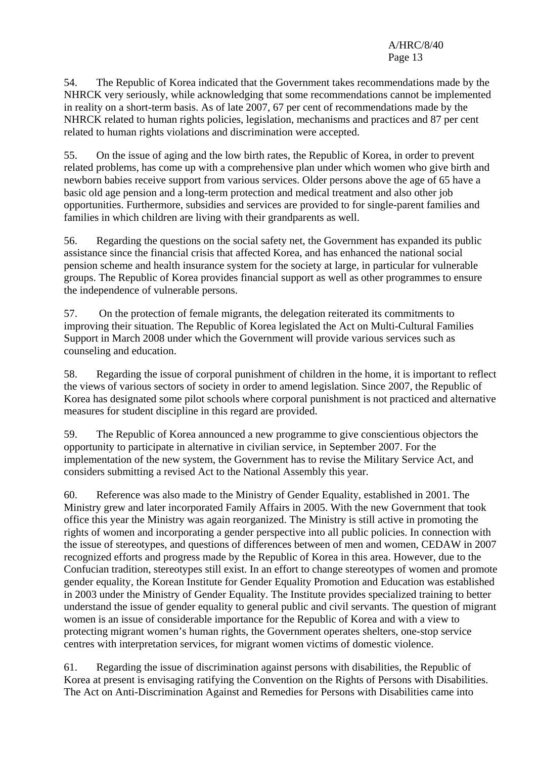54. The Republic of Korea indicated that the Government takes recommendations made by the NHRCK very seriously, while acknowledging that some recommendations cannot be implemented in reality on a short-term basis. As of late 2007, 67 per cent of recommendations made by the NHRCK related to human rights policies, legislation, mechanisms and practices and 87 per cent related to human rights violations and discrimination were accepted.

55. On the issue of aging and the low birth rates, the Republic of Korea, in order to prevent related problems, has come up with a comprehensive plan under which women who give birth and newborn babies receive support from various services. Older persons above the age of 65 have a basic old age pension and a long-term protection and medical treatment and also other job opportunities. Furthermore, subsidies and services are provided to for single-parent families and families in which children are living with their grandparents as well.

56. Regarding the questions on the social safety net, the Government has expanded its public assistance since the financial crisis that affected Korea, and has enhanced the national social pension scheme and health insurance system for the society at large, in particular for vulnerable groups. The Republic of Korea provides financial support as well as other programmes to ensure the independence of vulnerable persons.

57. On the protection of female migrants, the delegation reiterated its commitments to improving their situation. The Republic of Korea legislated the Act on Multi-Cultural Families Support in March 2008 under which the Government will provide various services such as counseling and education.

58. Regarding the issue of corporal punishment of children in the home, it is important to reflect the views of various sectors of society in order to amend legislation. Since 2007, the Republic of Korea has designated some pilot schools where corporal punishment is not practiced and alternative measures for student discipline in this regard are provided.

59. The Republic of Korea announced a new programme to give conscientious objectors the opportunity to participate in alternative in civilian service, in September 2007. For the implementation of the new system, the Government has to revise the Military Service Act, and considers submitting a revised Act to the National Assembly this year.

60. Reference was also made to the Ministry of Gender Equality, established in 2001. The Ministry grew and later incorporated Family Affairs in 2005. With the new Government that took office this year the Ministry was again reorganized. The Ministry is still active in promoting the rights of women and incorporating a gender perspective into all public policies. In connection with the issue of stereotypes, and questions of differences between of men and women, CEDAW in 2007 recognized efforts and progress made by the Republic of Korea in this area. However, due to the Confucian tradition, stereotypes still exist. In an effort to change stereotypes of women and promote gender equality, the Korean Institute for Gender Equality Promotion and Education was established in 2003 under the Ministry of Gender Equality. The Institute provides specialized training to better understand the issue of gender equality to general public and civil servants. The question of migrant women is an issue of considerable importance for the Republic of Korea and with a view to protecting migrant women's human rights, the Government operates shelters, one-stop service centres with interpretation services, for migrant women victims of domestic violence.

61. Regarding the issue of discrimination against persons with disabilities, the Republic of Korea at present is envisaging ratifying the Convention on the Rights of Persons with Disabilities. The Act on Anti-Discrimination Against and Remedies for Persons with Disabilities came into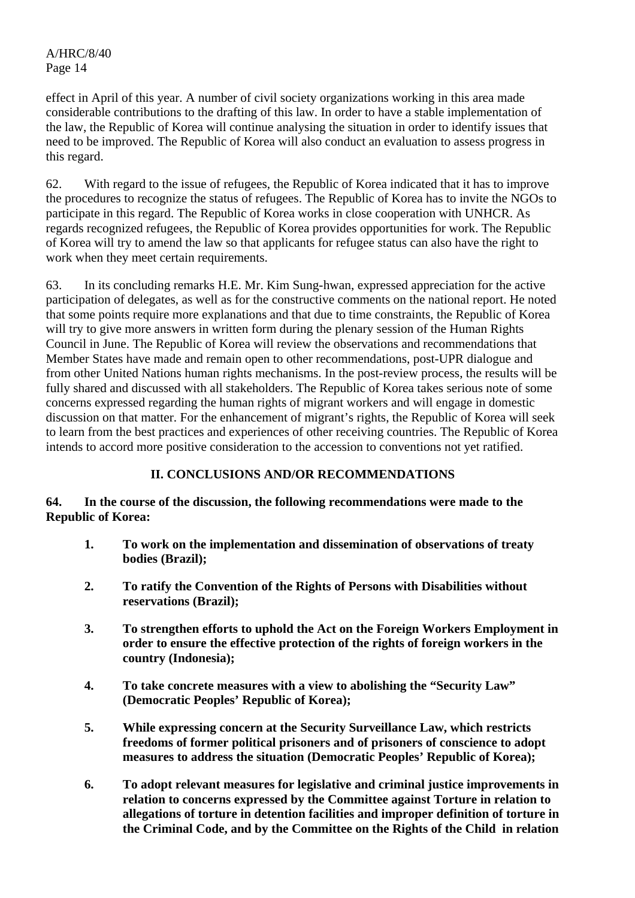effect in April of this year. A number of civil society organizations working in this area made considerable contributions to the drafting of this law. In order to have a stable implementation of the law, the Republic of Korea will continue analysing the situation in order to identify issues that need to be improved. The Republic of Korea will also conduct an evaluation to assess progress in this regard.

62. With regard to the issue of refugees, the Republic of Korea indicated that it has to improve the procedures to recognize the status of refugees. The Republic of Korea has to invite the NGOs to participate in this regard. The Republic of Korea works in close cooperation with UNHCR. As regards recognized refugees, the Republic of Korea provides opportunities for work. The Republic of Korea will try to amend the law so that applicants for refugee status can also have the right to work when they meet certain requirements.

63. In its concluding remarks H.E. Mr. Kim Sung-hwan, expressed appreciation for the active participation of delegates, as well as for the constructive comments on the national report. He noted that some points require more explanations and that due to time constraints, the Republic of Korea will try to give more answers in written form during the plenary session of the Human Rights Council in June. The Republic of Korea will review the observations and recommendations that Member States have made and remain open to other recommendations, post-UPR dialogue and from other United Nations human rights mechanisms. In the post-review process, the results will be fully shared and discussed with all stakeholders. The Republic of Korea takes serious note of some concerns expressed regarding the human rights of migrant workers and will engage in domestic discussion on that matter. For the enhancement of migrant's rights, the Republic of Korea will seek to learn from the best practices and experiences of other receiving countries. The Republic of Korea intends to accord more positive consideration to the accession to conventions not yet ratified.

## II. CONCLUSIONS AND/OR RECOMMENDATIONS

**64. In the course of the discussion, the following recommendations were made to the Republic of Korea:**

1. **To work on the implementation and dissemination of observations of treaty bodies (Brazil);**

2. **To ratify the Convention of the Rights of Persons with Disabilities without reservations (Brazil);**

3. **To strengthen efforts to uphold the Act on the Foreign Workers Employment in order to ensure the effective protection of the rights of foreign workers in the country (Indonesia);**

4. **To take concrete measures with a view to abolishing the "Security Law" (Democratic Peoples' Republic of Korea);**

5. **While expressing concern at the Security Surveillance Law, which restricts freedoms of former political prisoners and of prisoners of conscience to adopt measures to address the situation (Democratic Peoples' Republic of Korea);**

6. **To adopt relevant measures for legislative and criminal justice improvements in relation to concerns expressed by the Committee against Torture in relation to allegations of torture in detention facilities and improper definition of torture in the Criminal Code, and by the Committee on the Rights of the Child in relation**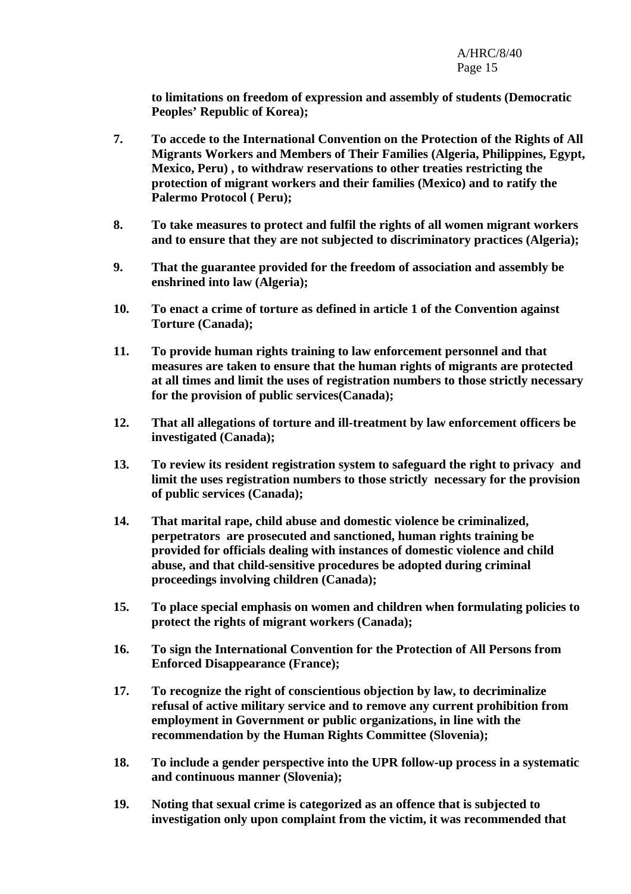**to limitations on freedom of expression and assembly of students (Democratic Peoples' Republic of Korea);**

7. **To accede to the International Convention on the Protection of the Rights of All Migrants Workers and Members of Their Families (Algeria, Philippines, Egypt, Mexico, Peru) , to withdraw reservations to other treaties restricting the protection of migrant workers and their families (Mexico) and to ratify the Palermo Protocol ( Peru);**

8. **To take measures to protect and fulfil the rights of all women migrant workers and to ensure that they are not subjected to discriminatory practices (Algeria);**

9. **That the guarantee provided for the freedom of association and assembly be enshrined into law (Algeria);**

10. **To enact a crime of torture as defined in article 1 of the Convention against Torture (Canada);**

11. **To provide human rights training to law enforcement personnel and that measures are taken to ensure that the human rights of migrants are protected at all times and limit the uses of registration numbers to those strictly necessary for the provision of public services(Canada);**

12. **That all allegations of torture and ill-treatment by law enforcement officers be investigated (Canada);**

13. **To review its resident registration system to safeguard the right to privacy and limit the uses registration numbers to those strictly necessary for the provision of public services (Canada);**

14. **That marital rape, child abuse and domestic violence be criminalized, perpetrators are prosecuted and sanctioned, human rights training be provided for officials dealing with instances of domestic violence and child abuse, and that child-sensitive procedures be adopted during criminal proceedings involving children (Canada);**

15. **To place special emphasis on women and children when formulating policies to protect the rights of migrant workers (Canada);**

16. **To sign the International Convention for the Protection of All Persons from Enforced Disappearance (France);**

17. **To recognize the right of conscientious objection by law, to decriminalize refusal of active military service and to remove any current prohibition from employment in Government or public organizations, in line with the recommendation by the Human Rights Committee (Slovenia);**

18. **To include a gender perspective into the UPR follow-up process in a systematic and continuous manner (Slovenia);**

19. **Noting that sexual crime is categorized as an offence that is subjected to investigation only upon complaint from the victim, it was recommended that**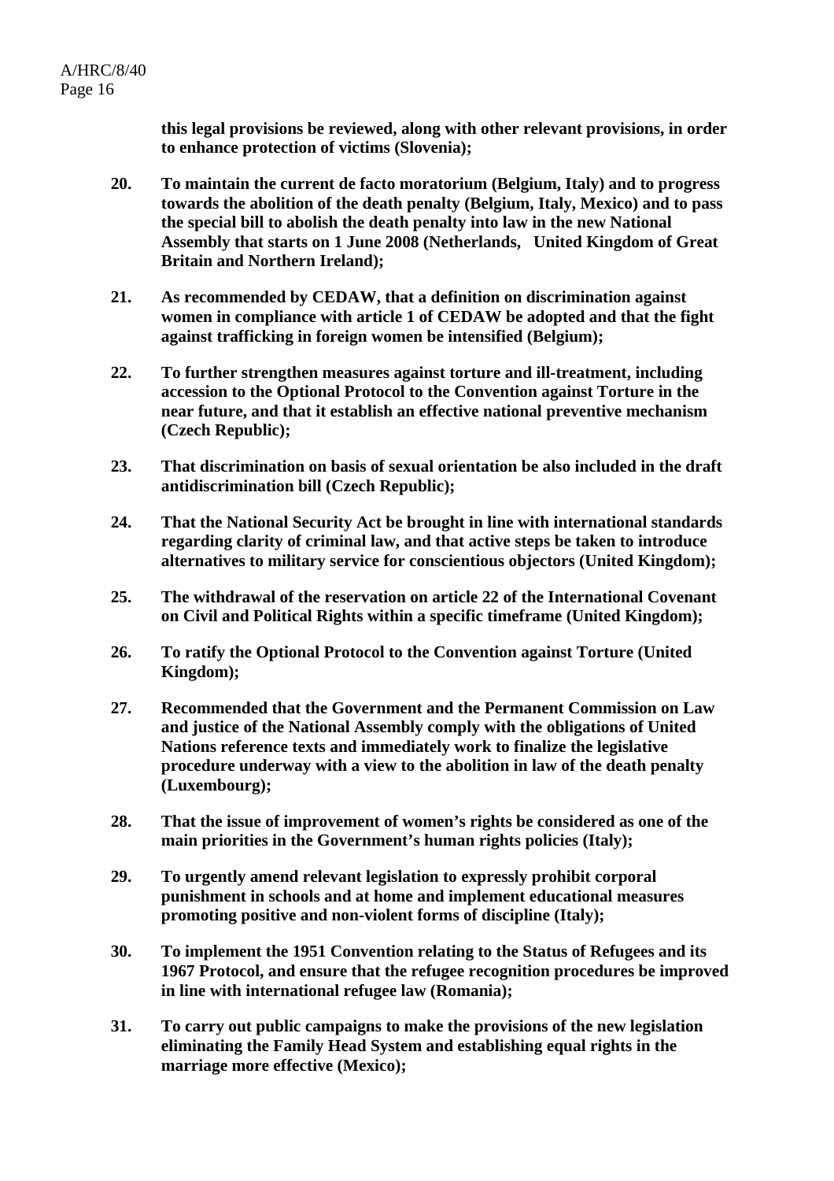**this legal provisions be reviewed, along with other relevant provisions, in order to enhance protection of victims (Slovenia);**

20. **To maintain the current de facto moratorium (Belgium, Italy) and to progress towards the abolition of the death penalty (Belgium, Italy, Mexico) and to pass the special bill to abolish the death penalty into law in the new National Assembly that starts on 1 June 2008 (Netherlands, United Kingdom of Great Britain and Northern Ireland);**

21. **As recommended by CEDAW, that a definition on discrimination against women in compliance with article 1 of CEDAW be adopted and that the fight against trafficking in foreign women be intensified (Belgium);**

22. **To further strengthen measures against torture and ill-treatment, including accession to the Optional Protocol to the Convention against Torture in the near future, and that it establish an effective national preventive mechanism (Czech Republic);**

23. **That discrimination on basis of sexual orientation be also included in the draft antidiscrimination bill (Czech Republic);**

24. **That the National Security Act be brought in line with international standards regarding clarity of criminal law, and that active steps be taken to introduce alternatives to military service for conscientious objectors (United Kingdom);**

25. **The withdrawal of the reservation on article 22 of the International Covenant on Civil and Political Rights within a specific timeframe (United Kingdom);**

26. **To ratify the Optional Protocol to the Convention against Torture (United Kingdom);**

27. **Recommended that the Government and the Permanent Commission on Law and justice of the National Assembly comply with the obligations of United Nations reference texts and immediately work to finalize the legislative procedure underway with a view to the abolition in law of the death penalty (Luxembourg);**

28. **That the issue of improvement of women's rights be considered as one of the main priorities in the Government's human rights policies (Italy);**

29. **To urgently amend relevant legislation to expressly prohibit corporal punishment in schools and at home and implement educational measures promoting positive and non-violent forms of discipline (Italy);**

30. **To implement the 1951 Convention relating to the Status of Refugees and its 1967 Protocol, and ensure that the refugee recognition procedures be improved in line with international refugee law (Romania);**

31. **To carry out public campaigns to make the provisions of the new legislation eliminating the Family Head System and establishing equal rights in the marriage more effective (Mexico);**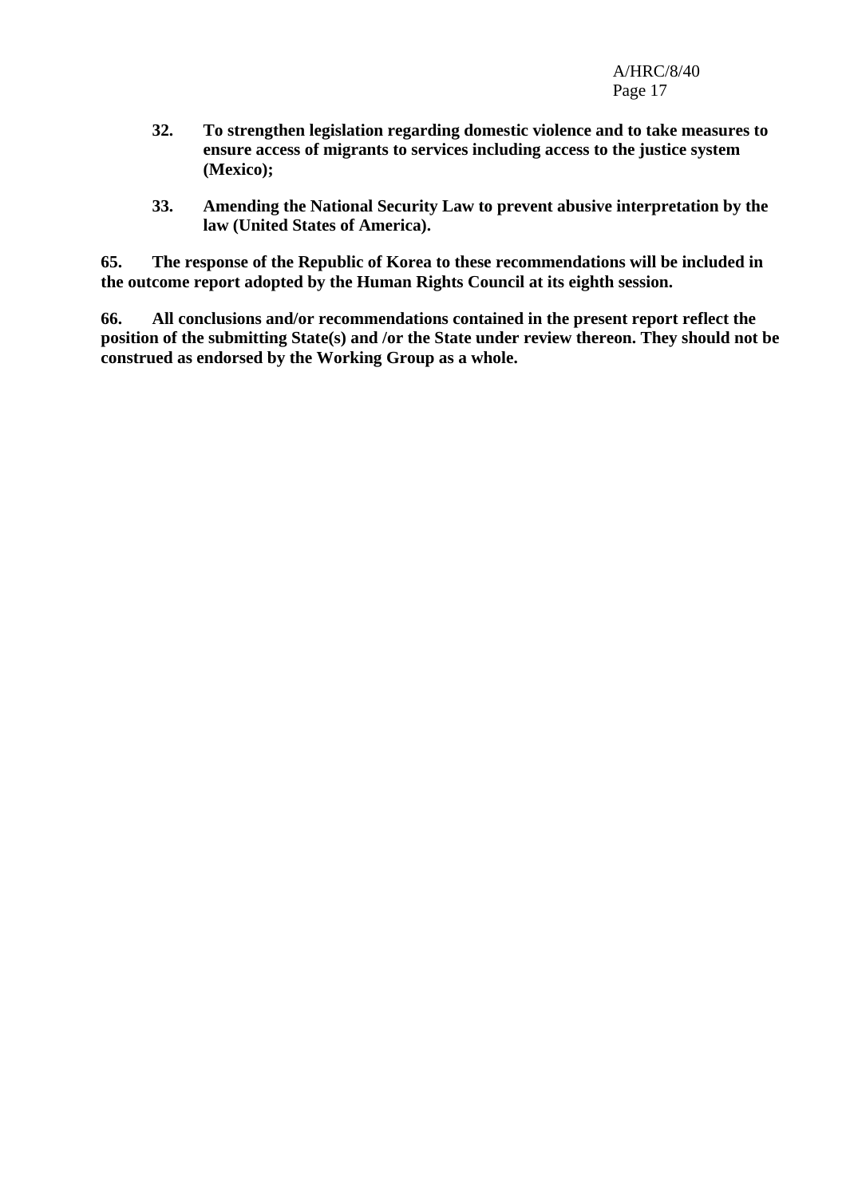**32. To strengthen legislation regarding domestic violence and to take measures to ensure access of migrants to services including access to the justice system (Mexico);**

**33. Amending the National Security Law to prevent abusive interpretation by the law (United States of America).**

**65. The response of the Republic of Korea to these recommendations will be included in the outcome report adopted by the Human Rights Council at its eighth session.**

**66. All conclusions and/or recommendations contained in the present report reflect the position of the submitting State(s) and /or the State under review thereon. They should not be construed as endorsed by the Working Group as a whole.**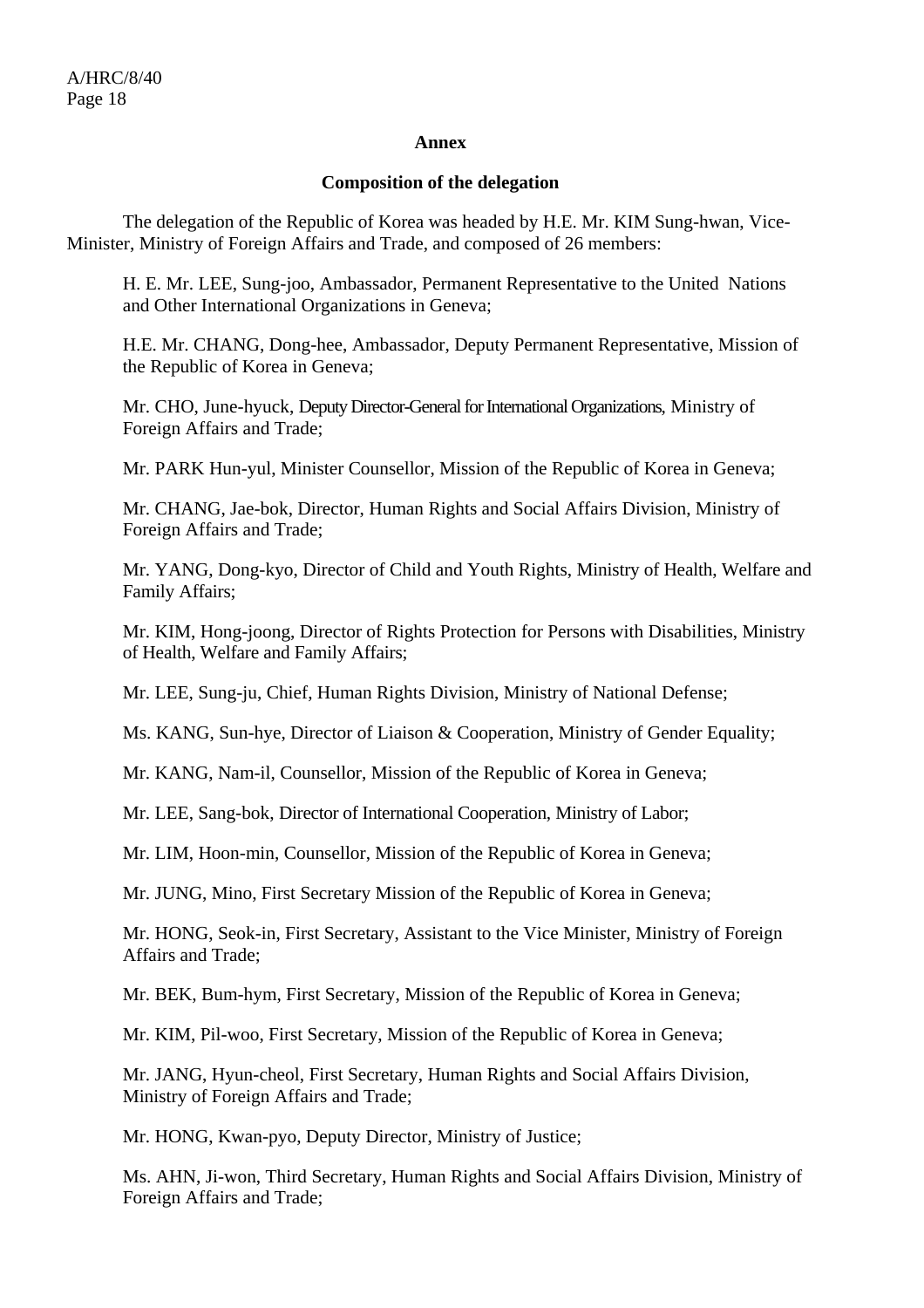**Annex**

**Composition of the delegation**

The delegation of the Republic of Korea was headed by H.E. Mr. KIM Sung-hwan, Vice-Minister, Ministry of Foreign Affairs and Trade, and composed of 26 members:

H. E. Mr. LEE, Sung-joo, Ambassador, Permanent Representative to the United Nations and Other International Organizations in Geneva;

H.E. Mr. CHANG, Dong-hee, Ambassador, Deputy Permanent Representative, Mission of the Republic of Korea in Geneva;

Mr. CHO, June-hyuck, Deputy Director-General for International Organizations, Ministry of Foreign Affairs and Trade;

Mr. PARK Hun-yul, Minister Counsellor, Mission of the Republic of Korea in Geneva;

Mr. CHANG, Jae-bok, Director, Human Rights and Social Affairs Division, Ministry of Foreign Affairs and Trade;

Mr. YANG, Dong-kyo, Director of Child and Youth Rights, Ministry of Health, Welfare and Family Affairs;

Mr. KIM, Hong-joong, Director of Rights Protection for Persons with Disabilities, Ministry of Health, Welfare and Family Affairs;

Mr. LEE, Sung-ju, Chief, Human Rights Division, Ministry of National Defense;

Ms. KANG, Sun-hye, Director of Liaison & Cooperation, Ministry of Gender Equality;

Mr. KANG, Nam-il, Counsellor, Mission of the Republic of Korea in Geneva;

Mr. LEE, Sang-bok, Director of International Cooperation, Ministry of Labor;

Mr. LIM, Hoon-min, Counsellor, Mission of the Republic of Korea in Geneva;

Mr. JUNG, Mino, First Secretary Mission of the Republic of Korea in Geneva;

Mr. HONG, Seok-in, First Secretary, Assistant to the Vice Minister, Ministry of Foreign Affairs and Trade;

Mr. BEK, Bum-hym, First Secretary, Mission of the Republic of Korea in Geneva;

Mr. KIM, Pil-woo, First Secretary, Mission of the Republic of Korea in Geneva;

Mr. JANG, Hyun-cheol, First Secretary, Human Rights and Social Affairs Division, Ministry of Foreign Affairs and Trade;

Mr. HONG, Kwan-pyo, Deputy Director, Ministry of Justice;

Ms. AHN, Ji-won, Third Secretary, Human Rights and Social Affairs Division, Ministry of Foreign Affairs and Trade;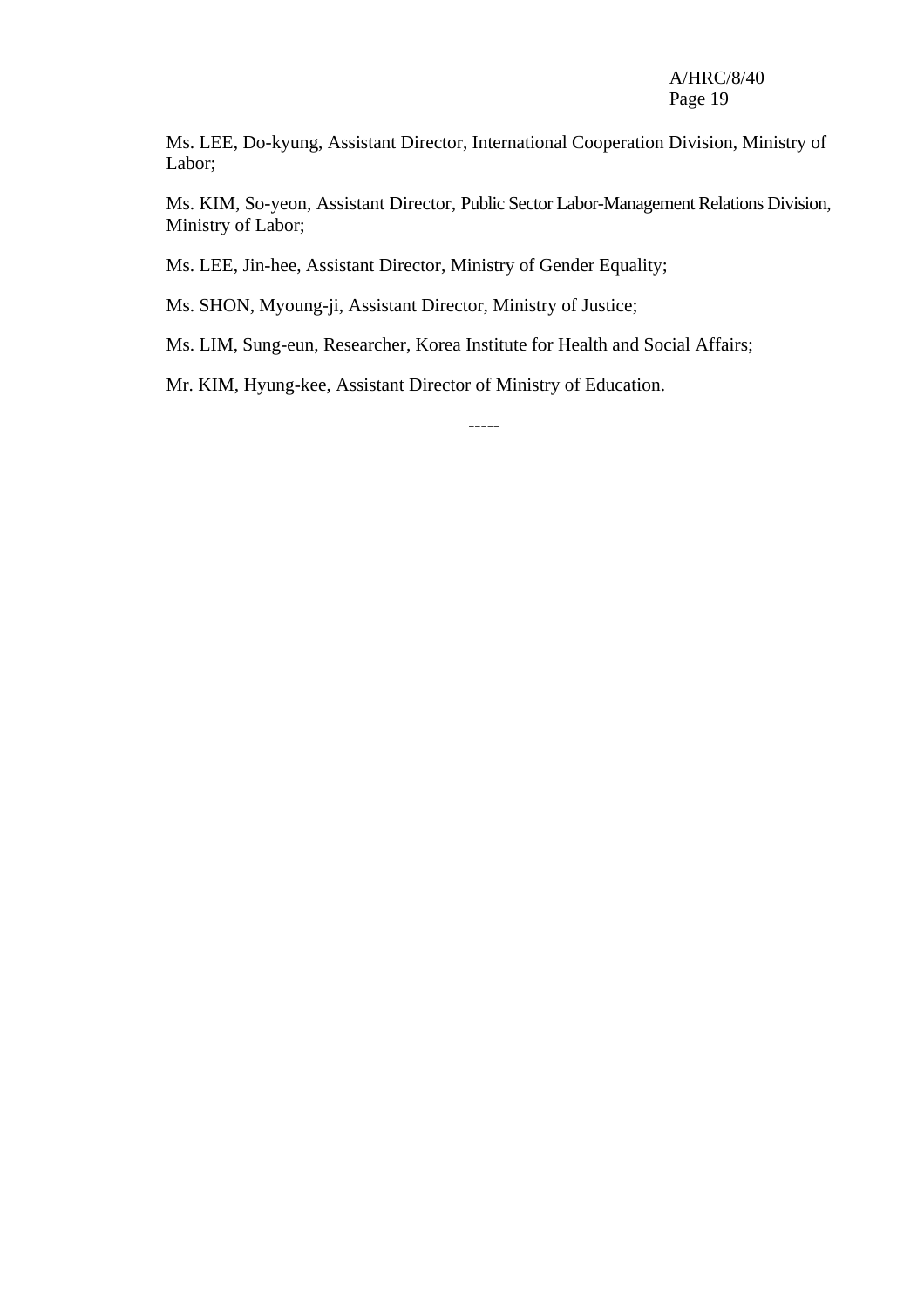Ms. LEE, Do-kyung, Assistant Director, International Cooperation Division, Ministry of Labor;

Ms. KIM, So-yeon, Assistant Director, Public Sector Labor-Management Relations Division, Ministry of Labor;

Ms. LEE, Jin-hee, Assistant Director, Ministry of Gender Equality;

Ms. SHON, Myoung-ji, Assistant Director, Ministry of Justice;

Ms. LIM, Sung-eun, Researcher, Korea Institute for Health and Social Affairs;

Mr. KIM, Hyung-kee, Assistant Director of Ministry of Education.

-----